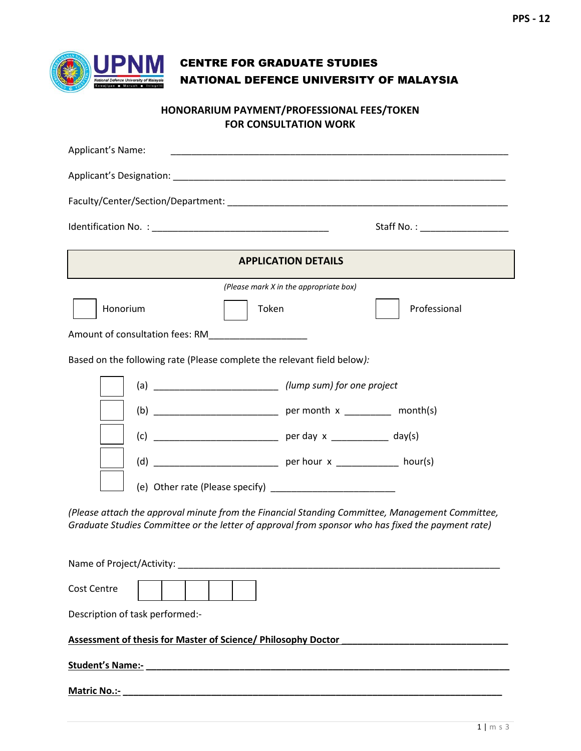PPS - 12

**CENTRE FOR GRADUATE STUDIES**
**NATIONAL DEFENCE UNIVERSITY OF MALAYSIA**

## HONORARIUM PAYMENT/PROFESSIONAL FEES/TOKEN FOR CONSULTATION WORK

Applicant's Name: ____________________________________________________________

Applicant's Designation: ____________________________________________________________

Faculty/Center/Section/Department: ____________________________________________________

Identification No. : ________________________________ Staff No. : ________________

| APPLICATION DETAILS |
|---|

*(Please mark X in the appropriate box)*

☐ Honorium ☐ Token ☐ Professional

Amount of consultation fees: RM__________________

Based on the following rate (Please complete the relevant field below*):*

☐ (a) ______________________ *(lump sum) for one project*

☐ (b) ______________________ per month x _________ month(s)

☐ (c) ______________________ per day x ___________ day(s)

☐ (d) ______________________ per hour x ____________ hour(s)

☐ (e) Other rate (Please specify) ______________________

*(Please attach the approval minute from the Financial Standing Committee, Management Committee, Graduate Studies Committee or the letter of approval from sponsor who has fixed the payment rate)*

Name of Project/Activity: ____________________________________________________________

Cost Centre | | | | | |

Description of task performed:-

**Assessment of thesis for Master of Science/ Philosophy Doctor ______________________________**

**Student's Name:- ____________________________________________________________________**

**Matric No.:- _______________________________________________________________________**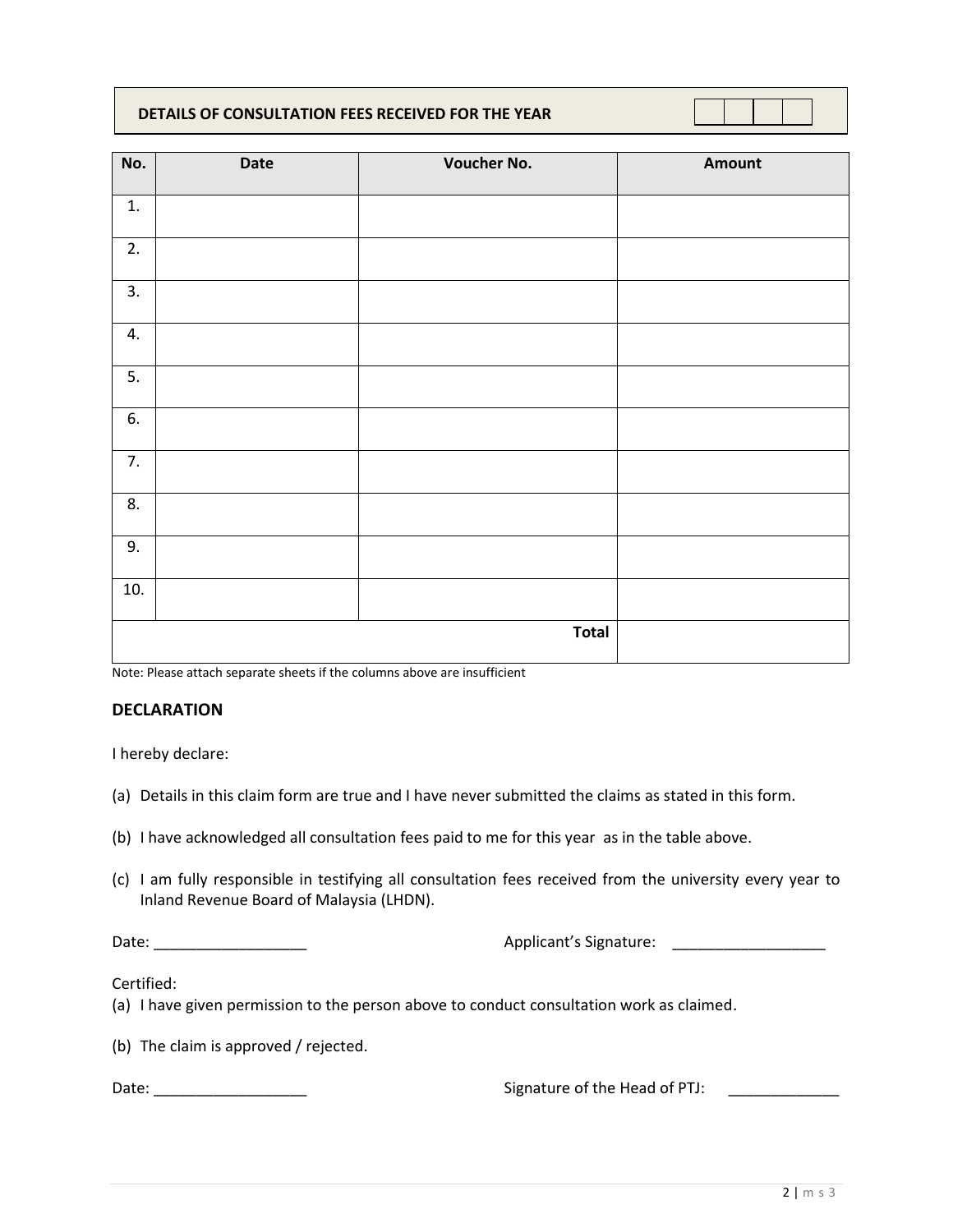## DETAILS OF CONSULTATION FEES RECEIVED FOR THE YEAR

| No. | Date | Voucher No. | Amount |
|---|---|---|---|
| 1. | | | |
| 2. | | | |
| 3. | | | |
| 4. | | | |
| 5. | | | |
| 6. | | | |
| 7. | | | |
| 8. | | | |
| 9. | | | |
| 10. | | | |
| | | **Total** | |

Note: Please attach separate sheets if the columns above are insufficient

## DECLARATION

I hereby declare:

(a) Details in this claim form are true and I have never submitted the claims as stated in this form.

(b) I have acknowledged all consultation fees paid to me for this year as in the table above.

(c) I am fully responsible in testifying all consultation fees received from the university every year to Inland Revenue Board of Malaysia (LHDN).

Date: __________________ Applicant's Signature: __________________

Certified:

(a) I have given permission to the person above to conduct consultation work as claimed.

(b) The claim is approved / rejected.

Date: __________________ Signature of the Head of PTJ: _____________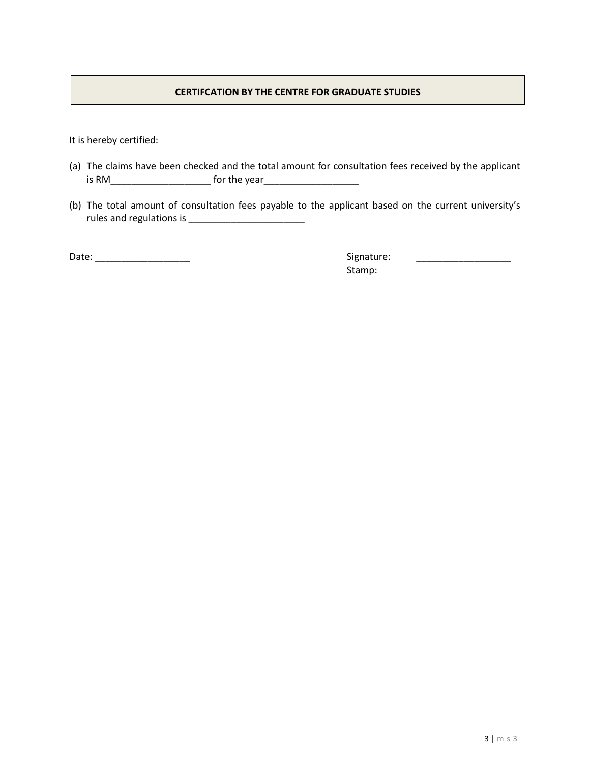## CERTIFCATION BY THE CENTRE FOR GRADUATE STUDIES

It is hereby certified:

(a) The claims have been checked and the total amount for consultation fees received by the applicant is RM___________________ for the year__________________

(b) The total amount of consultation fees payable to the applicant based on the current university's rules and regulations is ______________________

Date: __________________

Signature: __________________

Stamp: